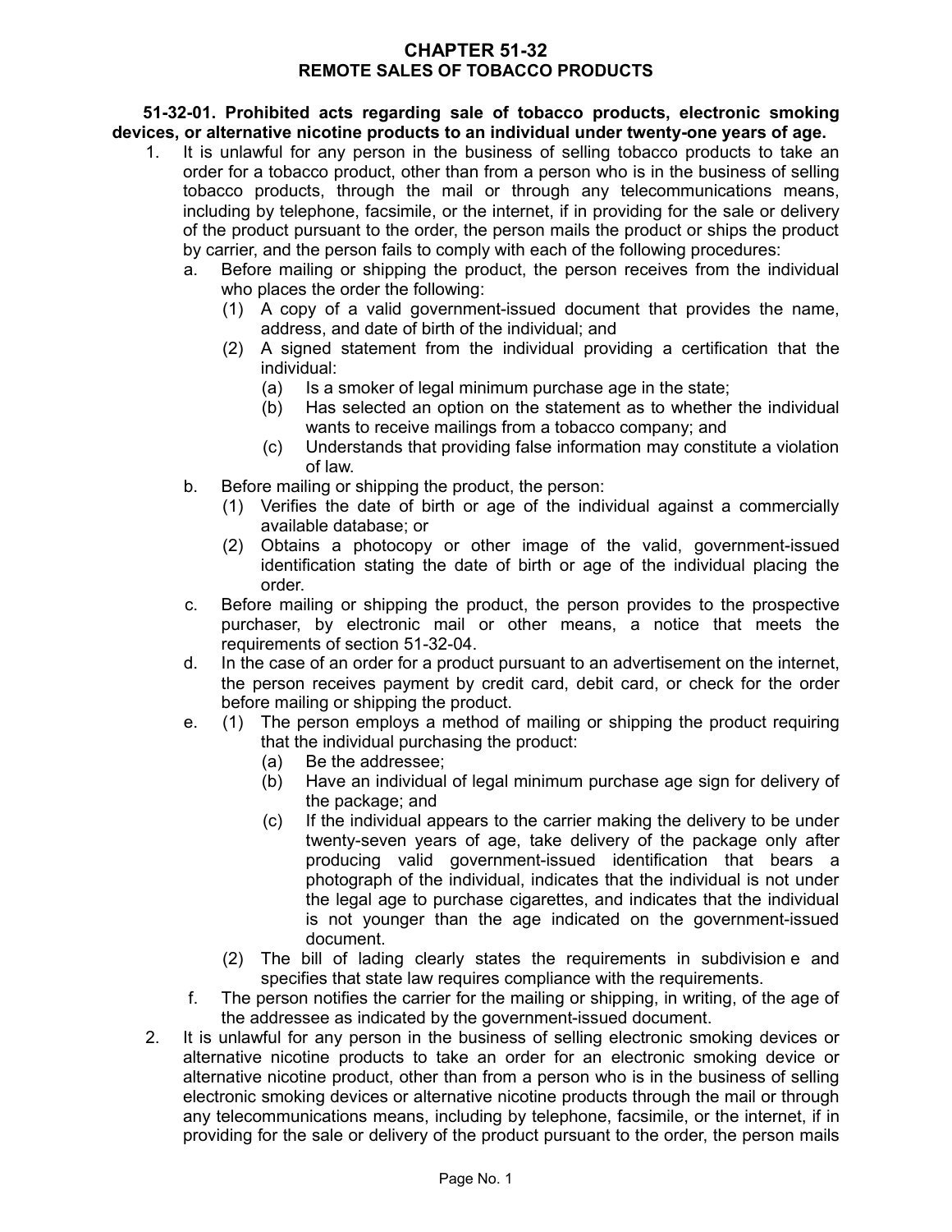# CHAPTER 51-32
## REMOTE SALES OF TOBACCO PRODUCTS

**51-32-01. Prohibited acts regarding sale of tobacco products, electronic smoking devices, or alternative nicotine products to an individual under twenty-one years of age.**

1. It is unlawful for any person in the business of selling tobacco products to take an order for a tobacco product, other than from a person who is in the business of selling tobacco products, through the mail or through any telecommunications means, including by telephone, facsimile, or the internet, if in providing for the sale or delivery of the product pursuant to the order, the person mails the product or ships the product by carrier, and the person fails to comply with each of the following procedures:
   a. Before mailing or shipping the product, the person receives from the individual who places the order the following:
      (1) A copy of a valid government-issued document that provides the name, address, and date of birth of the individual; and
      (2) A signed statement from the individual providing a certification that the individual:
         (a) Is a smoker of legal minimum purchase age in the state;
         (b) Has selected an option on the statement as to whether the individual wants to receive mailings from a tobacco company; and
         (c) Understands that providing false information may constitute a violation of law.
   b. Before mailing or shipping the product, the person:
      (1) Verifies the date of birth or age of the individual against a commercially available database; or
      (2) Obtains a photocopy or other image of the valid, government-issued identification stating the date of birth or age of the individual placing the order.
   c. Before mailing or shipping the product, the person provides to the prospective purchaser, by electronic mail or other means, a notice that meets the requirements of section 51-32-04.
   d. In the case of an order for a product pursuant to an advertisement on the internet, the person receives payment by credit card, debit card, or check for the order before mailing or shipping the product.
   e. (1) The person employs a method of mailing or shipping the product requiring that the individual purchasing the product:
         (a) Be the addressee;
         (b) Have an individual of legal minimum purchase age sign for delivery of the package; and
         (c) If the individual appears to the carrier making the delivery to be under twenty-seven years of age, take delivery of the package only after producing valid government-issued identification that bears a photograph of the individual, indicates that the individual is not under the legal age to purchase cigarettes, and indicates that the individual is not younger than the age indicated on the government-issued document.
      (2) The bill of lading clearly states the requirements in subdivision e and specifies that state law requires compliance with the requirements.
   f. The person notifies the carrier for the mailing or shipping, in writing, of the age of the addressee as indicated by the government-issued document.
2. It is unlawful for any person in the business of selling electronic smoking devices or alternative nicotine products to take an order for an electronic smoking device or alternative nicotine product, other than from a person who is in the business of selling electronic smoking devices or alternative nicotine products through the mail or through any telecommunications means, including by telephone, facsimile, or the internet, if in providing for the sale or delivery of the product pursuant to the order, the person mails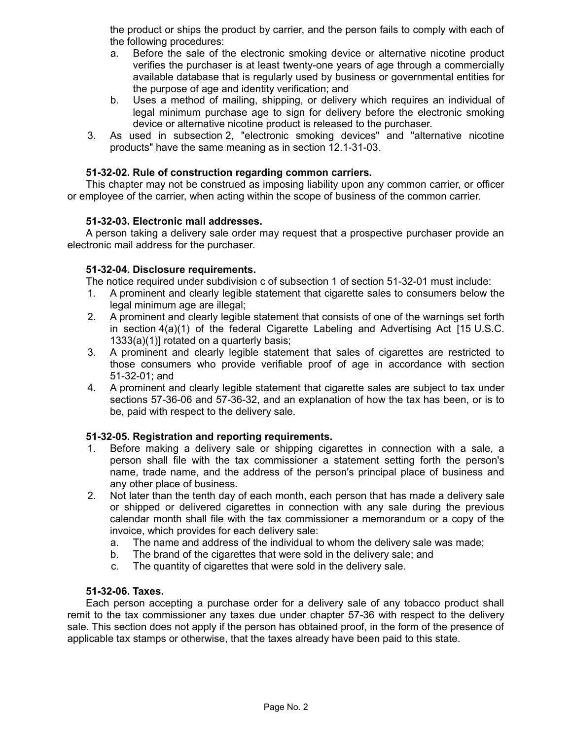the product or ships the product by carrier, and the person fails to comply with each of the following procedures:

a. Before the sale of the electronic smoking device or alternative nicotine product verifies the purchaser is at least twenty-one years of age through a commercially available database that is regularly used by business or governmental entities for the purpose of age and identity verification; and

b. Uses a method of mailing, shipping, or delivery which requires an individual of legal minimum purchase age to sign for delivery before the electronic smoking device or alternative nicotine product is released to the purchaser.

3. As used in subsection 2, "electronic smoking devices" and "alternative nicotine products" have the same meaning as in section 12.1-31-03.

**51-32-02. Rule of construction regarding common carriers.**

This chapter may not be construed as imposing liability upon any common carrier, or officer or employee of the carrier, when acting within the scope of business of the common carrier.

**51-32-03. Electronic mail addresses.**

A person taking a delivery sale order may request that a prospective purchaser provide an electronic mail address for the purchaser.

**51-32-04. Disclosure requirements.**

The notice required under subdivision c of subsection 1 of section 51-32-01 must include:

1. A prominent and clearly legible statement that cigarette sales to consumers below the legal minimum age are illegal;
2. A prominent and clearly legible statement that consists of one of the warnings set forth in section 4(a)(1) of the federal Cigarette Labeling and Advertising Act [15 U.S.C. 1333(a)(1)] rotated on a quarterly basis;
3. A prominent and clearly legible statement that sales of cigarettes are restricted to those consumers who provide verifiable proof of age in accordance with section 51-32-01; and
4. A prominent and clearly legible statement that cigarette sales are subject to tax under sections 57-36-06 and 57-36-32, and an explanation of how the tax has been, or is to be, paid with respect to the delivery sale.

**51-32-05. Registration and reporting requirements.**

1. Before making a delivery sale or shipping cigarettes in connection with a sale, a person shall file with the tax commissioner a statement setting forth the person's name, trade name, and the address of the person's principal place of business and any other place of business.
2. Not later than the tenth day of each month, each person that has made a delivery sale or shipped or delivered cigarettes in connection with any sale during the previous calendar month shall file with the tax commissioner a memorandum or a copy of the invoice, which provides for each delivery sale:
   a. The name and address of the individual to whom the delivery sale was made;
   b. The brand of the cigarettes that were sold in the delivery sale; and
   c. The quantity of cigarettes that were sold in the delivery sale.

**51-32-06. Taxes.**

Each person accepting a purchase order for a delivery sale of any tobacco product shall remit to the tax commissioner any taxes due under chapter 57-36 with respect to the delivery sale. This section does not apply if the person has obtained proof, in the form of the presence of applicable tax stamps or otherwise, that the taxes already have been paid to this state.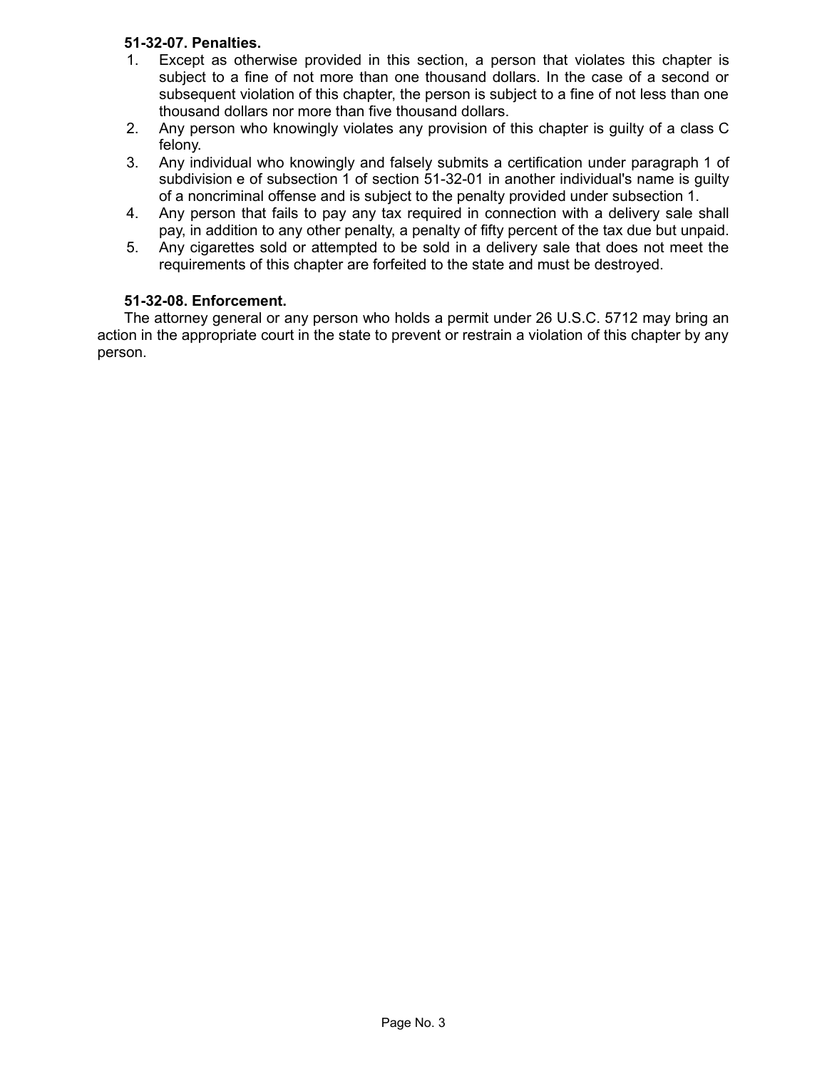**51-32-07. Penalties.**

1. Except as otherwise provided in this section, a person that violates this chapter is subject to a fine of not more than one thousand dollars. In the case of a second or subsequent violation of this chapter, the person is subject to a fine of not less than one thousand dollars nor more than five thousand dollars.
2. Any person who knowingly violates any provision of this chapter is guilty of a class C felony.
3. Any individual who knowingly and falsely submits a certification under paragraph 1 of subdivision e of subsection 1 of section 51-32-01 in another individual's name is guilty of a noncriminal offense and is subject to the penalty provided under subsection 1.
4. Any person that fails to pay any tax required in connection with a delivery sale shall pay, in addition to any other penalty, a penalty of fifty percent of the tax due but unpaid.
5. Any cigarettes sold or attempted to be sold in a delivery sale that does not meet the requirements of this chapter are forfeited to the state and must be destroyed.

**51-32-08. Enforcement.**

The attorney general or any person who holds a permit under 26 U.S.C. 5712 may bring an action in the appropriate court in the state to prevent or restrain a violation of this chapter by any person.